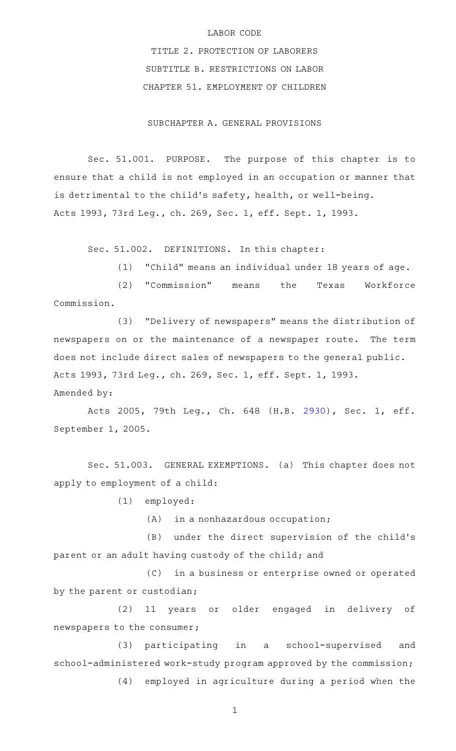LABOR CODE

TITLE 2. PROTECTION OF LABORERS

SUBTITLE B. RESTRICTIONS ON LABOR

CHAPTER 51. EMPLOYMENT OF CHILDREN

SUBCHAPTER A. GENERAL PROVISIONS

Sec. 51.001. PURPOSE. The purpose of this chapter is to ensure that a child is not employed in an occupation or manner that is detrimental to the child's safety, health, or well-being.
Acts 1993, 73rd Leg., ch. 269, Sec. 1, eff. Sept. 1, 1993.

Sec. 51.002. DEFINITIONS. In this chapter:

(1) "Child" means an individual under 18 years of age.

(2) "Commission" means the Texas Workforce Commission.

(3) "Delivery of newspapers" means the distribution of newspapers on or the maintenance of a newspaper route. The term does not include direct sales of newspapers to the general public.
Acts 1993, 73rd Leg., ch. 269, Sec. 1, eff. Sept. 1, 1993.
Amended by:

Acts 2005, 79th Leg., Ch. 648 (H.B. 2930), Sec. 1, eff. September 1, 2005.

Sec. 51.003. GENERAL EXEMPTIONS. (a) This chapter does not apply to employment of a child:

(1) employed:

(A) in a nonhazardous occupation;

(B) under the direct supervision of the child's parent or an adult having custody of the child; and

(C) in a business or enterprise owned or operated by the parent or custodian;

(2) 11 years or older engaged in delivery of newspapers to the consumer;

(3) participating in a school-supervised and school-administered work-study program approved by the commission;

(4) employed in agriculture during a period when the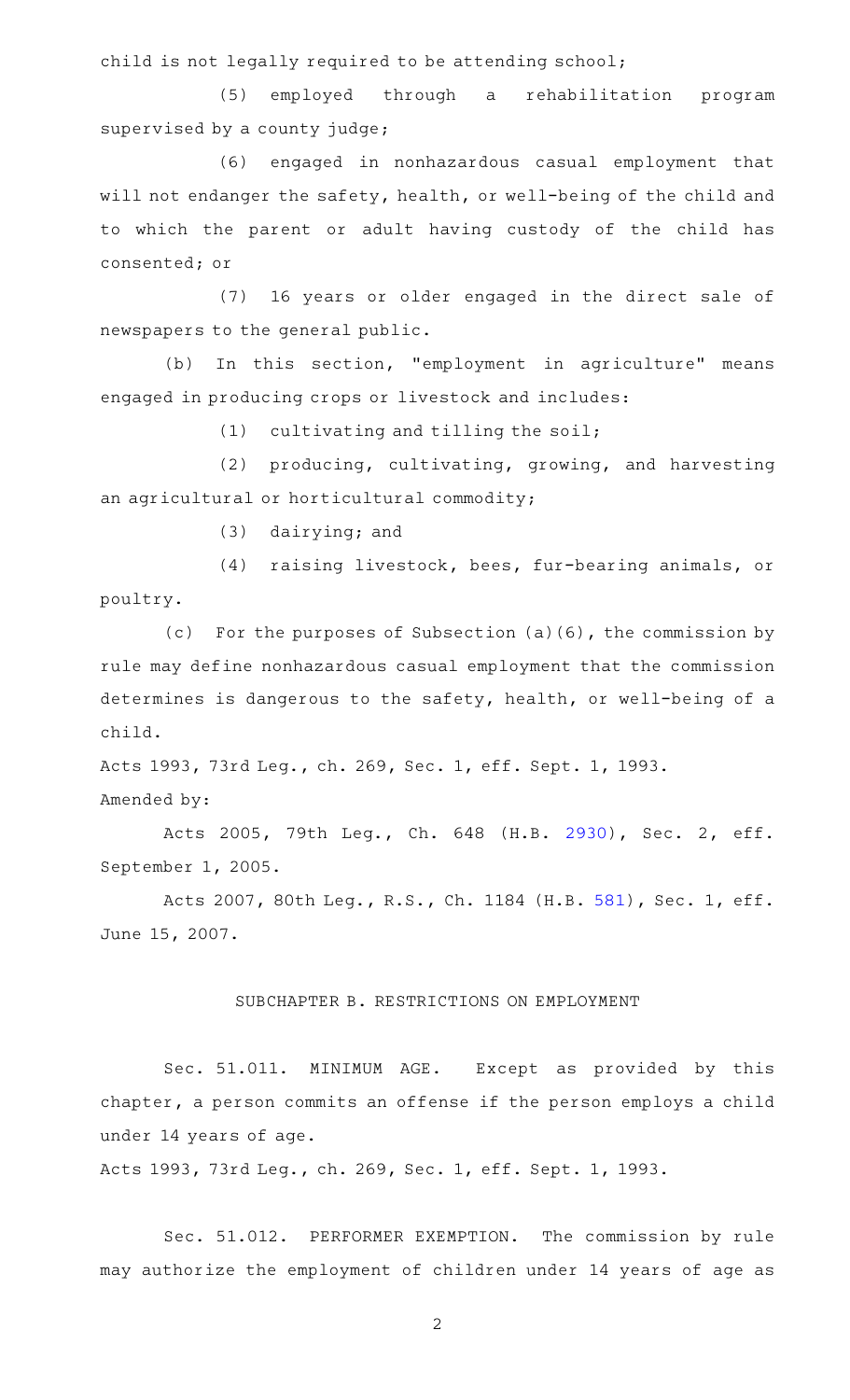child is not legally required to be attending school;

(5) employed through a rehabilitation program supervised by a county judge;

(6) engaged in nonhazardous casual employment that will not endanger the safety, health, or well-being of the child and to which the parent or adult having custody of the child has consented; or

(7) 16 years or older engaged in the direct sale of newspapers to the general public.

(b) In this section, "employment in agriculture" means engaged in producing crops or livestock and includes:

(1) cultivating and tilling the soil;

(2) producing, cultivating, growing, and harvesting an agricultural or horticultural commodity;

(3) dairying; and

(4) raising livestock, bees, fur-bearing animals, or poultry.

(c) For the purposes of Subsection (a)(6), the commission by rule may define nonhazardous casual employment that the commission determines is dangerous to the safety, health, or well-being of a child.

Acts 1993, 73rd Leg., ch. 269, Sec. 1, eff. Sept. 1, 1993.

Amended by:

Acts 2005, 79th Leg., Ch. 648 (H.B. 2930), Sec. 2, eff. September 1, 2005.

Acts 2007, 80th Leg., R.S., Ch. 1184 (H.B. 581), Sec. 1, eff. June 15, 2007.

## SUBCHAPTER B. RESTRICTIONS ON EMPLOYMENT

Sec. 51.011. MINIMUM AGE. Except as provided by this chapter, a person commits an offense if the person employs a child under 14 years of age.

Acts 1993, 73rd Leg., ch. 269, Sec. 1, eff. Sept. 1, 1993.

Sec. 51.012. PERFORMER EXEMPTION. The commission by rule may authorize the employment of children under 14 years of age as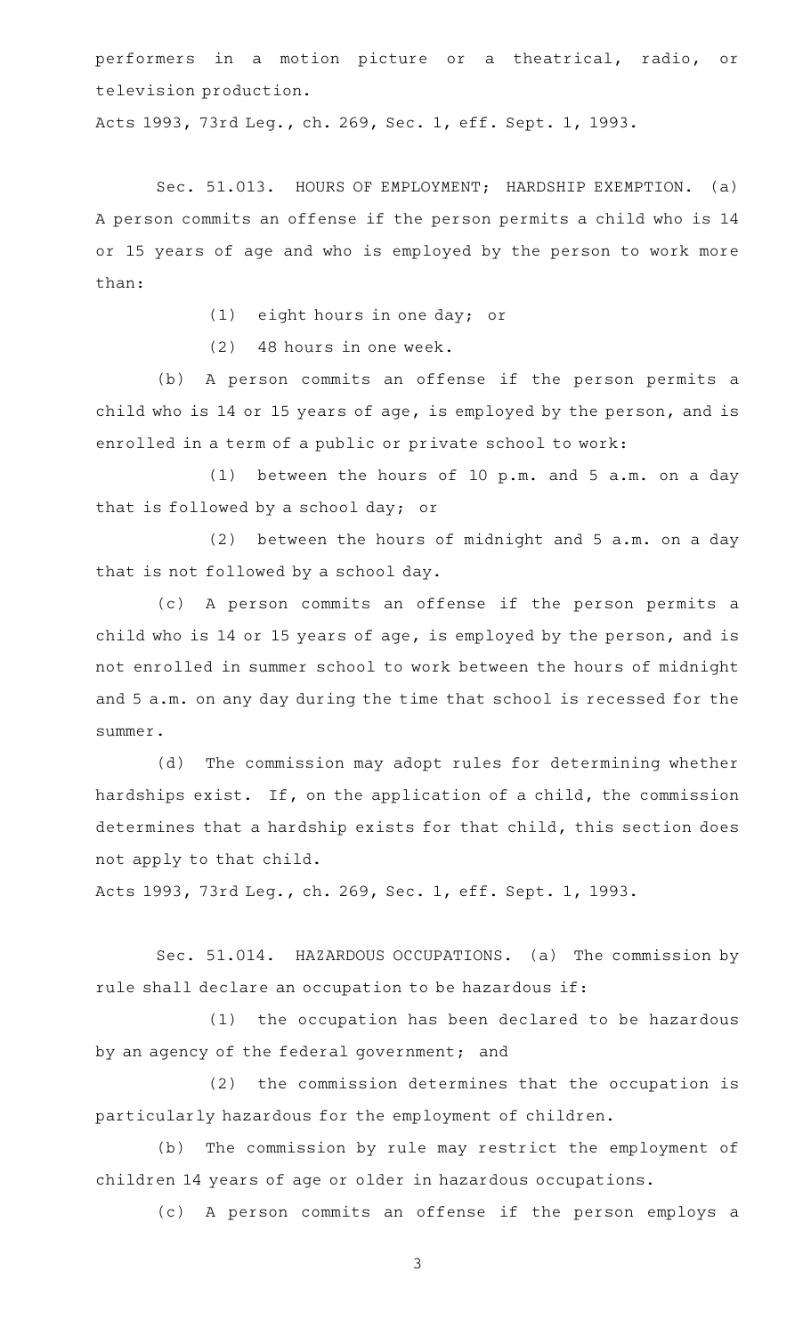performers in a motion picture or a theatrical, radio, or television production.

Acts 1993, 73rd Leg., ch. 269, Sec. 1, eff. Sept. 1, 1993.

Sec. 51.013. HOURS OF EMPLOYMENT; HARDSHIP EXEMPTION. (a) A person commits an offense if the person permits a child who is 14 or 15 years of age and who is employed by the person to work more than:

(1) eight hours in one day; or

(2) 48 hours in one week.

(b) A person commits an offense if the person permits a child who is 14 or 15 years of age, is employed by the person, and is enrolled in a term of a public or private school to work:

(1) between the hours of 10 p.m. and 5 a.m. on a day that is followed by a school day; or

(2) between the hours of midnight and 5 a.m. on a day that is not followed by a school day.

(c) A person commits an offense if the person permits a child who is 14 or 15 years of age, is employed by the person, and is not enrolled in summer school to work between the hours of midnight and 5 a.m. on any day during the time that school is recessed for the summer.

(d) The commission may adopt rules for determining whether hardships exist. If, on the application of a child, the commission determines that a hardship exists for that child, this section does not apply to that child.

Acts 1993, 73rd Leg., ch. 269, Sec. 1, eff. Sept. 1, 1993.

Sec. 51.014. HAZARDOUS OCCUPATIONS. (a) The commission by rule shall declare an occupation to be hazardous if:

(1) the occupation has been declared to be hazardous by an agency of the federal government; and

(2) the commission determines that the occupation is particularly hazardous for the employment of children.

(b) The commission by rule may restrict the employment of children 14 years of age or older in hazardous occupations.

(c) A person commits an offense if the person employs a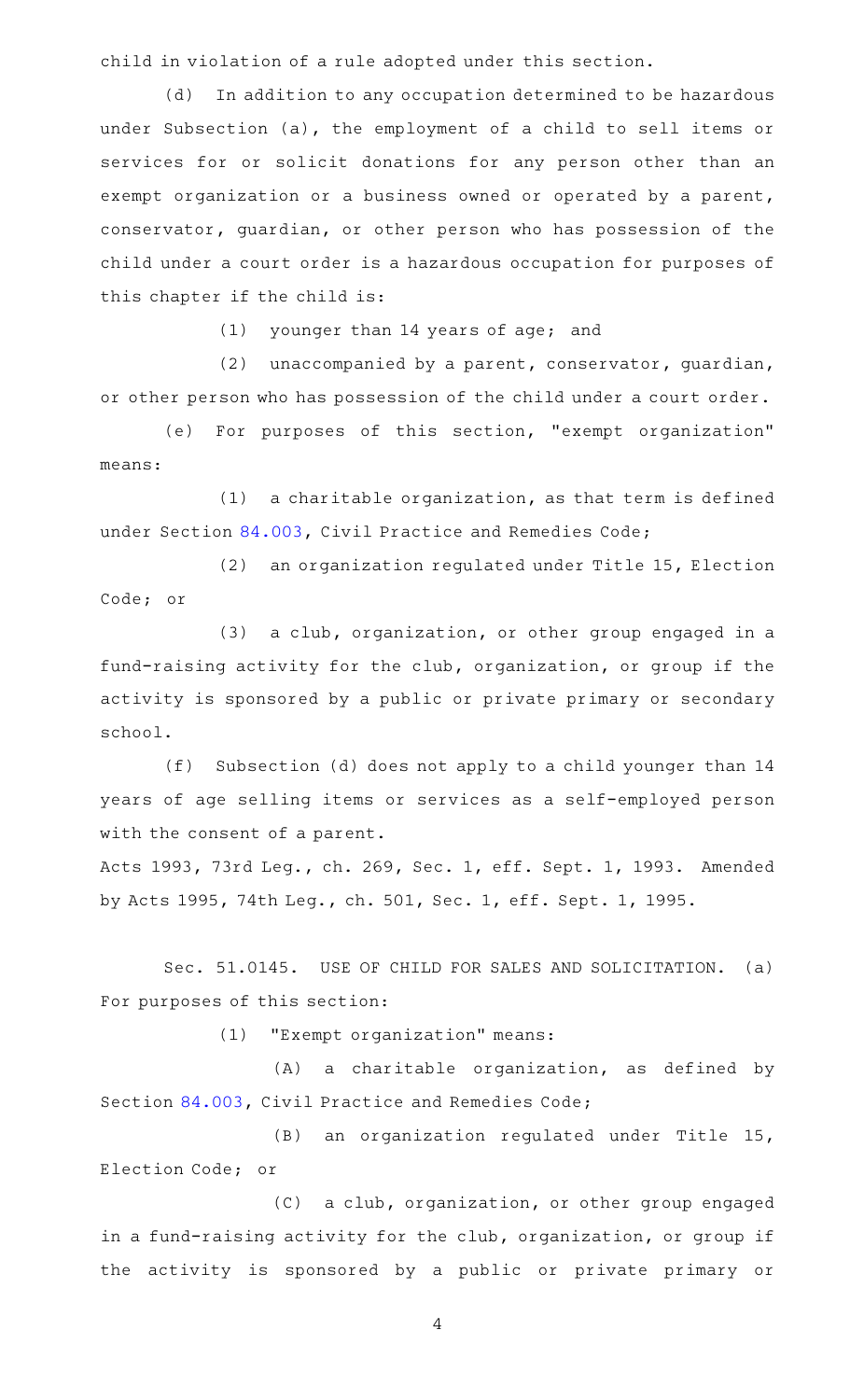child in violation of a rule adopted under this section.

(d) In addition to any occupation determined to be hazardous under Subsection (a), the employment of a child to sell items or services for or solicit donations for any person other than an exempt organization or a business owned or operated by a parent, conservator, guardian, or other person who has possession of the child under a court order is a hazardous occupation for purposes of this chapter if the child is:

(1) younger than 14 years of age; and

(2) unaccompanied by a parent, conservator, guardian, or other person who has possession of the child under a court order.

(e) For purposes of this section, "exempt organization" means:

(1) a charitable organization, as that term is defined under Section 84.003, Civil Practice and Remedies Code;

(2) an organization regulated under Title 15, Election Code; or

(3) a club, organization, or other group engaged in a fund-raising activity for the club, organization, or group if the activity is sponsored by a public or private primary or secondary school.

(f) Subsection (d) does not apply to a child younger than 14 years of age selling items or services as a self-employed person with the consent of a parent.

Acts 1993, 73rd Leg., ch. 269, Sec. 1, eff. Sept. 1, 1993. Amended by Acts 1995, 74th Leg., ch. 501, Sec. 1, eff. Sept. 1, 1995.

Sec. 51.0145. USE OF CHILD FOR SALES AND SOLICITATION. (a) For purposes of this section:

(1) "Exempt organization" means:

(A) a charitable organization, as defined by Section 84.003, Civil Practice and Remedies Code;

(B) an organization regulated under Title 15, Election Code; or

(C) a club, organization, or other group engaged in a fund-raising activity for the club, organization, or group if the activity is sponsored by a public or private primary or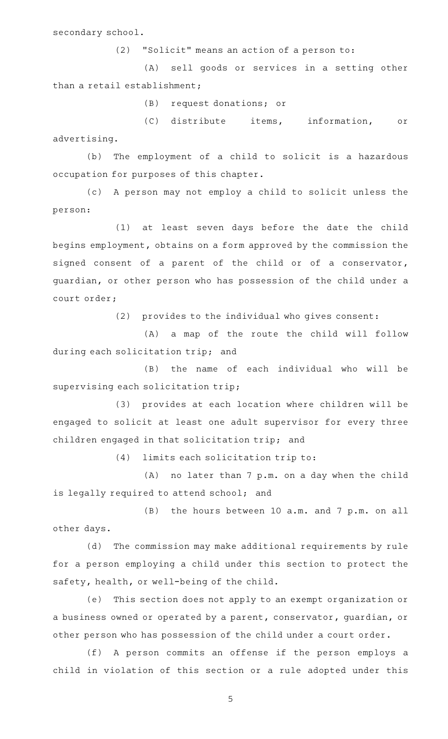secondary school.

(2) "Solicit" means an action of a person to:

(A) sell goods or services in a setting other than a retail establishment;

(B) request donations; or

(C) distribute items, information, or advertising.

(b) The employment of a child to solicit is a hazardous occupation for purposes of this chapter.

(c) A person may not employ a child to solicit unless the person:

(1) at least seven days before the date the child begins employment, obtains on a form approved by the commission the signed consent of a parent of the child or of a conservator, guardian, or other person who has possession of the child under a court order;

(2) provides to the individual who gives consent:

(A) a map of the route the child will follow during each solicitation trip; and

(B) the name of each individual who will be supervising each solicitation trip;

(3) provides at each location where children will be engaged to solicit at least one adult supervisor for every three children engaged in that solicitation trip; and

(4) limits each solicitation trip to:

(A) no later than 7 p.m. on a day when the child is legally required to attend school; and

(B) the hours between 10 a.m. and 7 p.m. on all other days.

(d) The commission may make additional requirements by rule for a person employing a child under this section to protect the safety, health, or well-being of the child.

(e) This section does not apply to an exempt organization or a business owned or operated by a parent, conservator, guardian, or other person who has possession of the child under a court order.

(f) A person commits an offense if the person employs a child in violation of this section or a rule adopted under this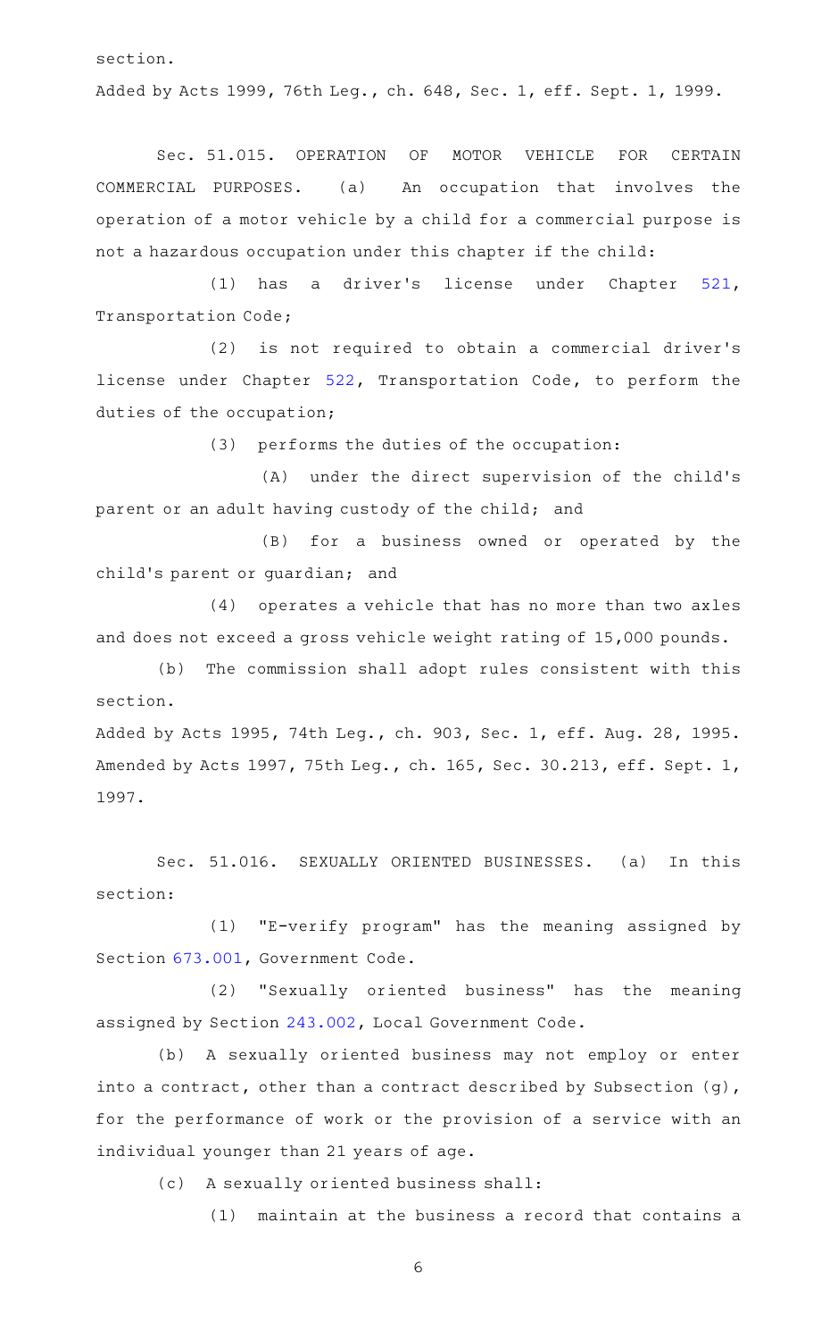section.

Added by Acts 1999, 76th Leg., ch. 648, Sec. 1, eff. Sept. 1, 1999.

Sec. 51.015. OPERATION OF MOTOR VEHICLE FOR CERTAIN COMMERCIAL PURPOSES. (a) An occupation that involves the operation of a motor vehicle by a child for a commercial purpose is not a hazardous occupation under this chapter if the child:

(1) has a driver's license under Chapter 521, Transportation Code;

(2) is not required to obtain a commercial driver's license under Chapter 522, Transportation Code, to perform the duties of the occupation;

(3) performs the duties of the occupation:

(A) under the direct supervision of the child's parent or an adult having custody of the child; and

(B) for a business owned or operated by the child's parent or guardian; and

(4) operates a vehicle that has no more than two axles and does not exceed a gross vehicle weight rating of 15,000 pounds.

(b) The commission shall adopt rules consistent with this section.

Added by Acts 1995, 74th Leg., ch. 903, Sec. 1, eff. Aug. 28, 1995. Amended by Acts 1997, 75th Leg., ch. 165, Sec. 30.213, eff. Sept. 1, 1997.

Sec. 51.016. SEXUALLY ORIENTED BUSINESSES. (a) In this section:

(1) "E-verify program" has the meaning assigned by Section 673.001, Government Code.

(2) "Sexually oriented business" has the meaning assigned by Section 243.002, Local Government Code.

(b) A sexually oriented business may not employ or enter into a contract, other than a contract described by Subsection (g), for the performance of work or the provision of a service with an individual younger than 21 years of age.

(c) A sexually oriented business shall:

(1) maintain at the business a record that contains a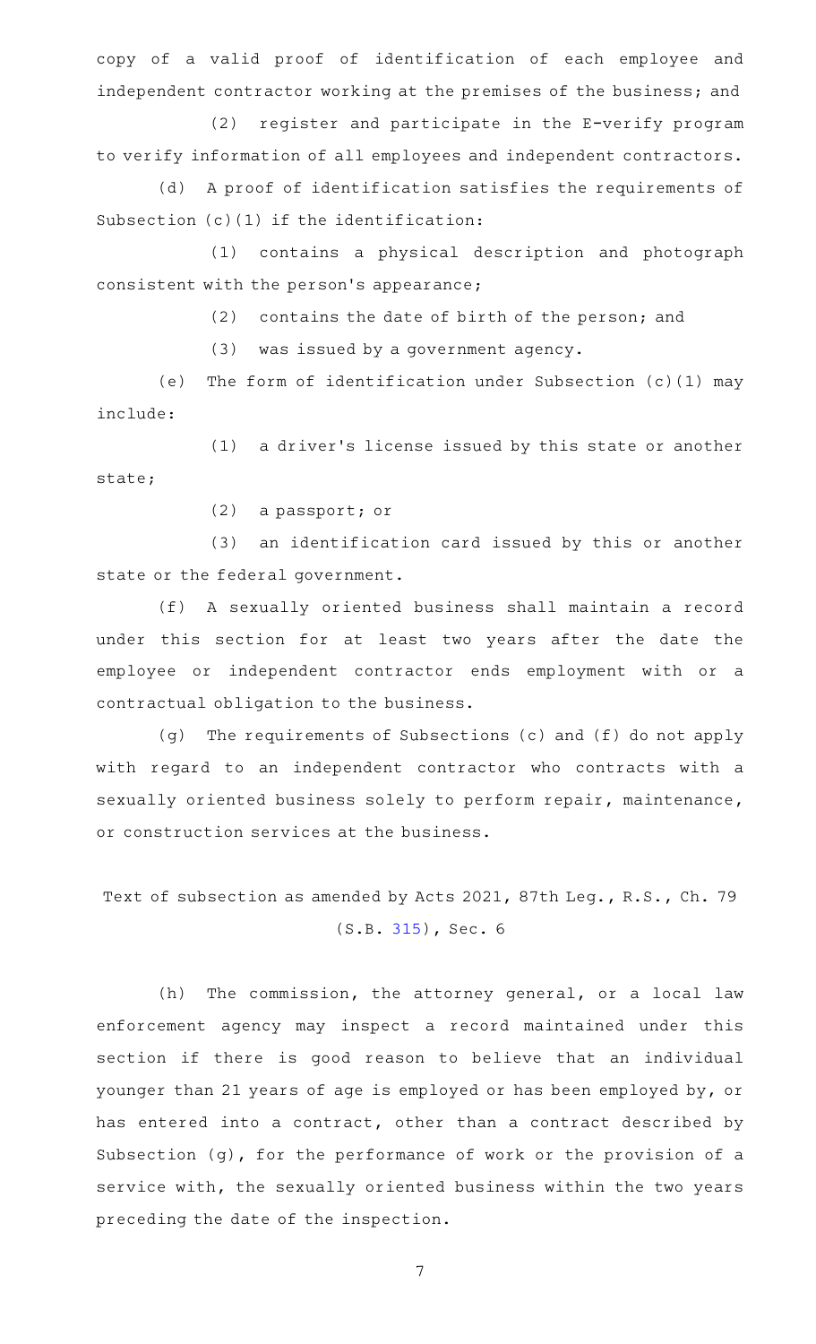copy of a valid proof of identification of each employee and independent contractor working at the premises of the business; and

(2) register and participate in the E-verify program to verify information of all employees and independent contractors.

(d) A proof of identification satisfies the requirements of Subsection (c)(1) if the identification:

(1) contains a physical description and photograph consistent with the person's appearance;

(2) contains the date of birth of the person; and

(3) was issued by a government agency.

(e) The form of identification under Subsection (c)(1) may include:

(1) a driver's license issued by this state or another state;

(2) a passport; or

(3) an identification card issued by this or another state or the federal government.

(f) A sexually oriented business shall maintain a record under this section for at least two years after the date the employee or independent contractor ends employment with or a contractual obligation to the business.

(g) The requirements of Subsections (c) and (f) do not apply with regard to an independent contractor who contracts with a sexually oriented business solely to perform repair, maintenance, or construction services at the business.

Text of subsection as amended by Acts 2021, 87th Leg., R.S., Ch. 79 (S.B. 315), Sec. 6

(h) The commission, the attorney general, or a local law enforcement agency may inspect a record maintained under this section if there is good reason to believe that an individual younger than 21 years of age is employed or has been employed by, or has entered into a contract, other than a contract described by Subsection (g), for the performance of work or the provision of a service with, the sexually oriented business within the two years preceding the date of the inspection.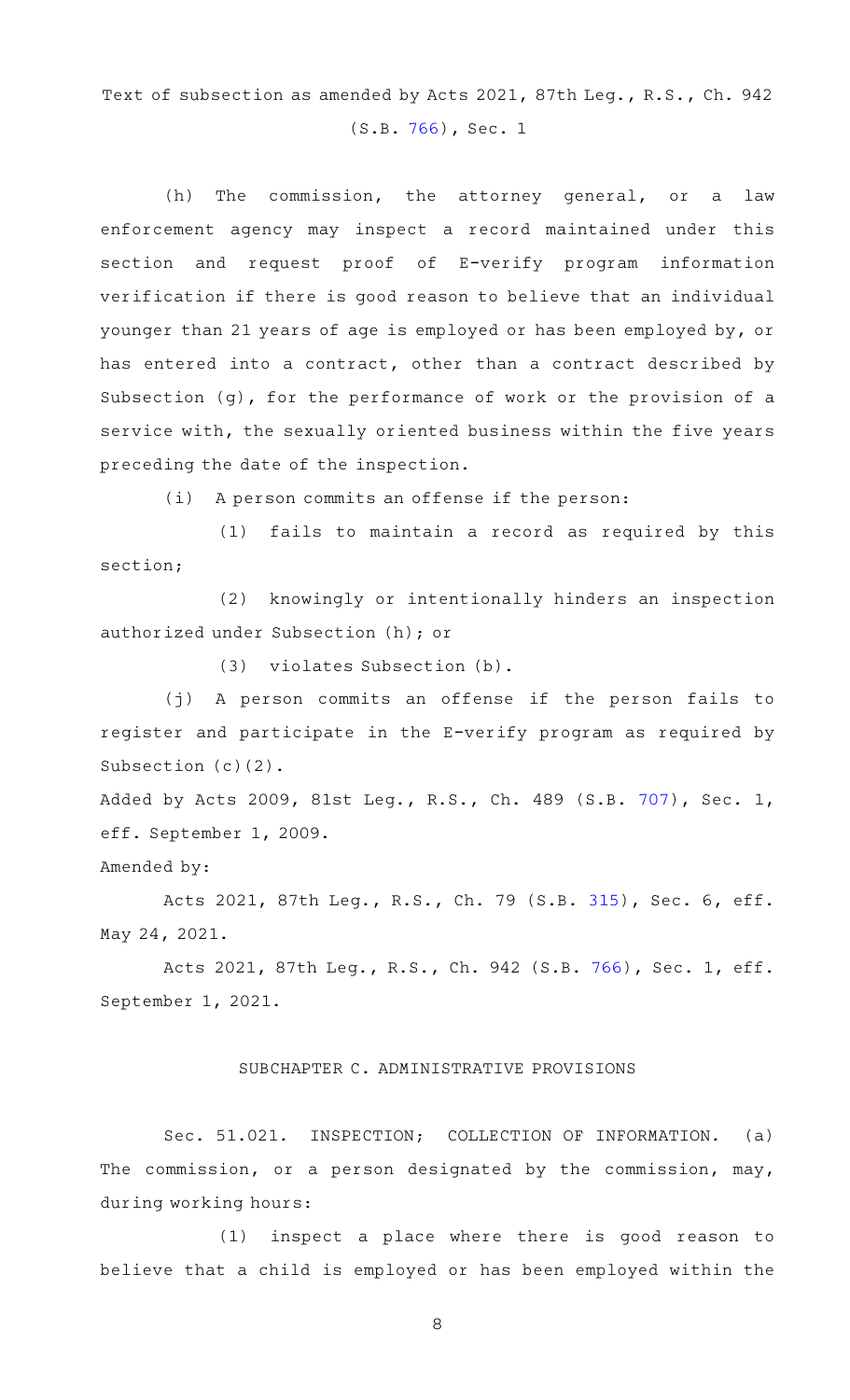Text of subsection as amended by Acts 2021, 87th Leg., R.S., Ch. 942 (S.B. 766), Sec. 1

(h) The commission, the attorney general, or a law enforcement agency may inspect a record maintained under this section and request proof of E-verify program information verification if there is good reason to believe that an individual younger than 21 years of age is employed or has been employed by, or has entered into a contract, other than a contract described by Subsection (g), for the performance of work or the provision of a service with, the sexually oriented business within the five years preceding the date of the inspection.

(i) A person commits an offense if the person:

(1) fails to maintain a record as required by this section;

(2) knowingly or intentionally hinders an inspection authorized under Subsection (h); or

(3) violates Subsection (b).

(j) A person commits an offense if the person fails to register and participate in the E-verify program as required by Subsection (c)(2).

Added by Acts 2009, 81st Leg., R.S., Ch. 489 (S.B. 707), Sec. 1, eff. September 1, 2009.

Amended by:

Acts 2021, 87th Leg., R.S., Ch. 79 (S.B. 315), Sec. 6, eff. May 24, 2021.

Acts 2021, 87th Leg., R.S., Ch. 942 (S.B. 766), Sec. 1, eff. September 1, 2021.

## SUBCHAPTER C. ADMINISTRATIVE PROVISIONS

Sec. 51.021. INSPECTION; COLLECTION OF INFORMATION. (a) The commission, or a person designated by the commission, may, during working hours:

(1) inspect a place where there is good reason to believe that a child is employed or has been employed within the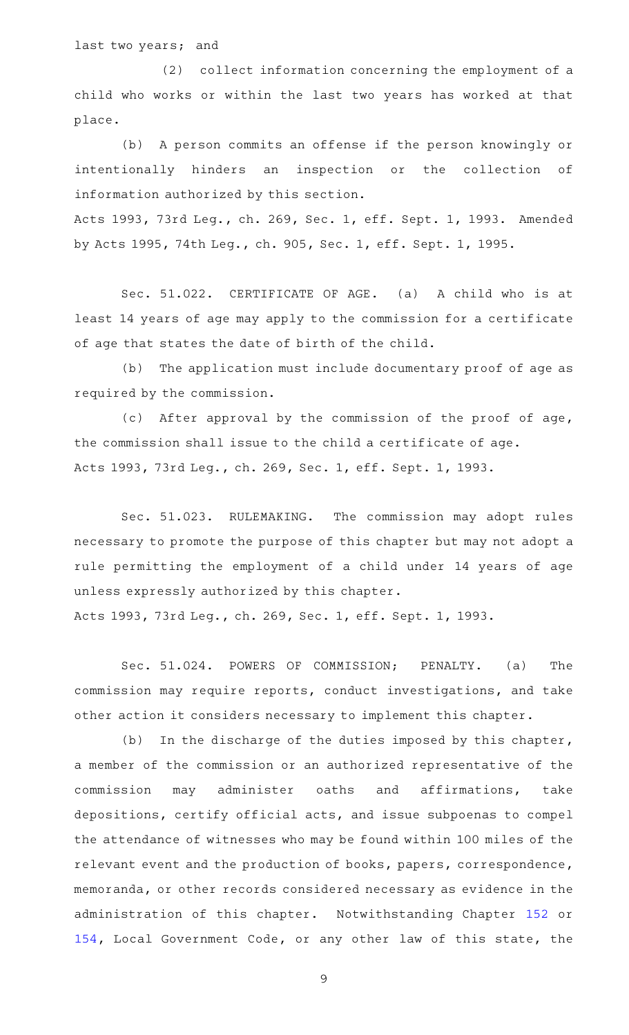last two years; and

(2) collect information concerning the employment of a child who works or within the last two years has worked at that place.

(b) A person commits an offense if the person knowingly or intentionally hinders an inspection or the collection of information authorized by this section.

Acts 1993, 73rd Leg., ch. 269, Sec. 1, eff. Sept. 1, 1993. Amended by Acts 1995, 74th Leg., ch. 905, Sec. 1, eff. Sept. 1, 1995.

Sec. 51.022. CERTIFICATE OF AGE. (a) A child who is at least 14 years of age may apply to the commission for a certificate of age that states the date of birth of the child.

(b) The application must include documentary proof of age as required by the commission.

(c) After approval by the commission of the proof of age, the commission shall issue to the child a certificate of age.

Acts 1993, 73rd Leg., ch. 269, Sec. 1, eff. Sept. 1, 1993.

Sec. 51.023. RULEMAKING. The commission may adopt rules necessary to promote the purpose of this chapter but may not adopt a rule permitting the employment of a child under 14 years of age unless expressly authorized by this chapter.

Acts 1993, 73rd Leg., ch. 269, Sec. 1, eff. Sept. 1, 1993.

Sec. 51.024. POWERS OF COMMISSION; PENALTY. (a) The commission may require reports, conduct investigations, and take other action it considers necessary to implement this chapter.

(b) In the discharge of the duties imposed by this chapter, a member of the commission or an authorized representative of the commission may administer oaths and affirmations, take depositions, certify official acts, and issue subpoenas to compel the attendance of witnesses who may be found within 100 miles of the relevant event and the production of books, papers, correspondence, memoranda, or other records considered necessary as evidence in the administration of this chapter. Notwithstanding Chapter 152 or 154, Local Government Code, or any other law of this state, the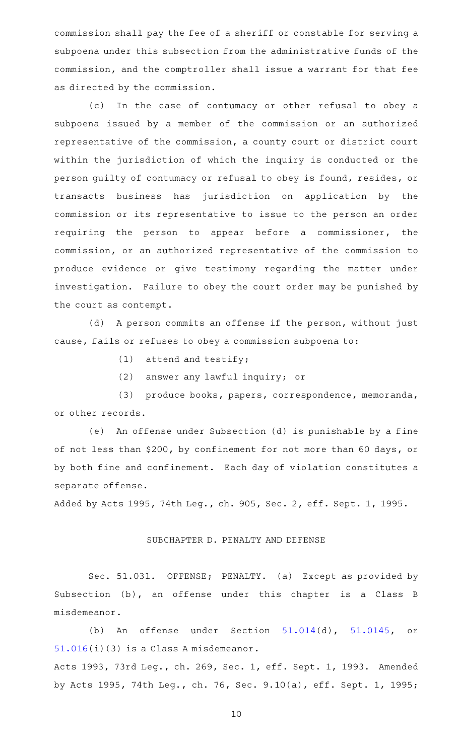commission shall pay the fee of a sheriff or constable for serving a subpoena under this subsection from the administrative funds of the commission, and the comptroller shall issue a warrant for that fee as directed by the commission.

(c) In the case of contumacy or other refusal to obey a subpoena issued by a member of the commission or an authorized representative of the commission, a county court or district court within the jurisdiction of which the inquiry is conducted or the person guilty of contumacy or refusal to obey is found, resides, or transacts business has jurisdiction on application by the commission or its representative to issue to the person an order requiring the person to appear before a commissioner, the commission, or an authorized representative of the commission to produce evidence or give testimony regarding the matter under investigation. Failure to obey the court order may be punished by the court as contempt.

(d) A person commits an offense if the person, without just cause, fails or refuses to obey a commission subpoena to:

(1) attend and testify;

(2) answer any lawful inquiry; or

(3) produce books, papers, correspondence, memoranda, or other records.

(e) An offense under Subsection (d) is punishable by a fine of not less than $200, by confinement for not more than 60 days, or by both fine and confinement. Each day of violation constitutes a separate offense.

Added by Acts 1995, 74th Leg., ch. 905, Sec. 2, eff. Sept. 1, 1995.

SUBCHAPTER D. PENALTY AND DEFENSE

Sec. 51.031. OFFENSE; PENALTY. (a) Except as provided by Subsection (b), an offense under this chapter is a Class B misdemeanor.

(b) An offense under Section 51.014(d), 51.0145, or 51.016(i)(3) is a Class A misdemeanor.

Acts 1993, 73rd Leg., ch. 269, Sec. 1, eff. Sept. 1, 1993. Amended by Acts 1995, 74th Leg., ch. 76, Sec. 9.10(a), eff. Sept. 1, 1995;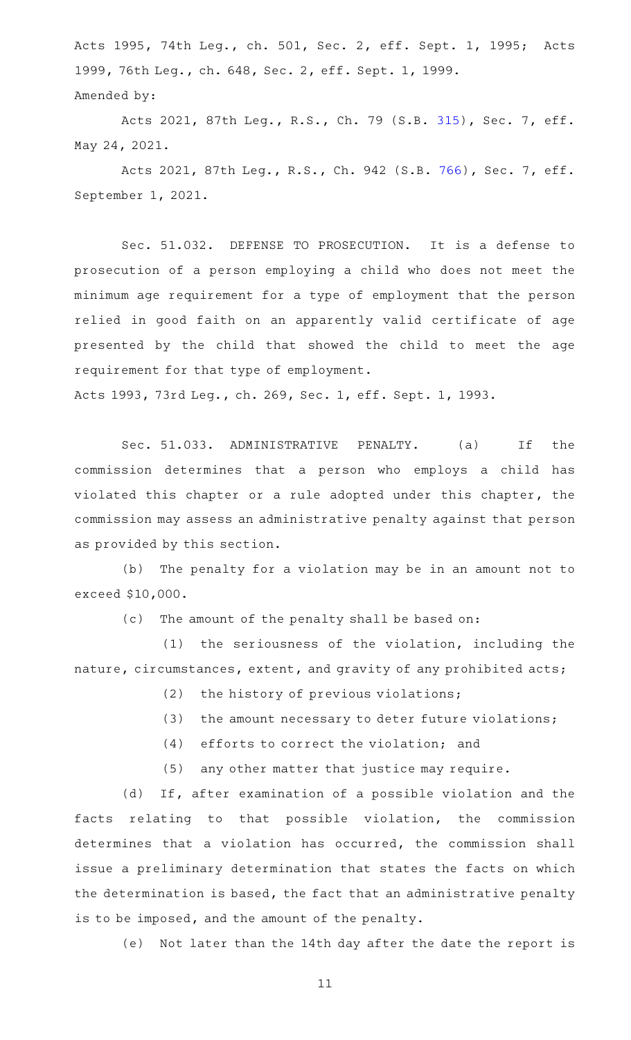Acts 1995, 74th Leg., ch. 501, Sec. 2, eff. Sept. 1, 1995; Acts 1999, 76th Leg., ch. 648, Sec. 2, eff. Sept. 1, 1999.

Amended by:

Acts 2021, 87th Leg., R.S., Ch. 79 (S.B. 315), Sec. 7, eff. May 24, 2021.

Acts 2021, 87th Leg., R.S., Ch. 942 (S.B. 766), Sec. 7, eff. September 1, 2021.

Sec. 51.032. DEFENSE TO PROSECUTION. It is a defense to prosecution of a person employing a child who does not meet the minimum age requirement for a type of employment that the person relied in good faith on an apparently valid certificate of age presented by the child that showed the child to meet the age requirement for that type of employment.

Acts 1993, 73rd Leg., ch. 269, Sec. 1, eff. Sept. 1, 1993.

Sec. 51.033. ADMINISTRATIVE PENALTY. (a) If the commission determines that a person who employs a child has violated this chapter or a rule adopted under this chapter, the commission may assess an administrative penalty against that person as provided by this section.

(b) The penalty for a violation may be in an amount not to exceed $10,000.

(c) The amount of the penalty shall be based on:

(1) the seriousness of the violation, including the nature, circumstances, extent, and gravity of any prohibited acts;

(2) the history of previous violations;

(3) the amount necessary to deter future violations;

(4) efforts to correct the violation; and

(5) any other matter that justice may require.

(d) If, after examination of a possible violation and the facts relating to that possible violation, the commission determines that a violation has occurred, the commission shall issue a preliminary determination that states the facts on which the determination is based, the fact that an administrative penalty is to be imposed, and the amount of the penalty.

(e) Not later than the 14th day after the date the report is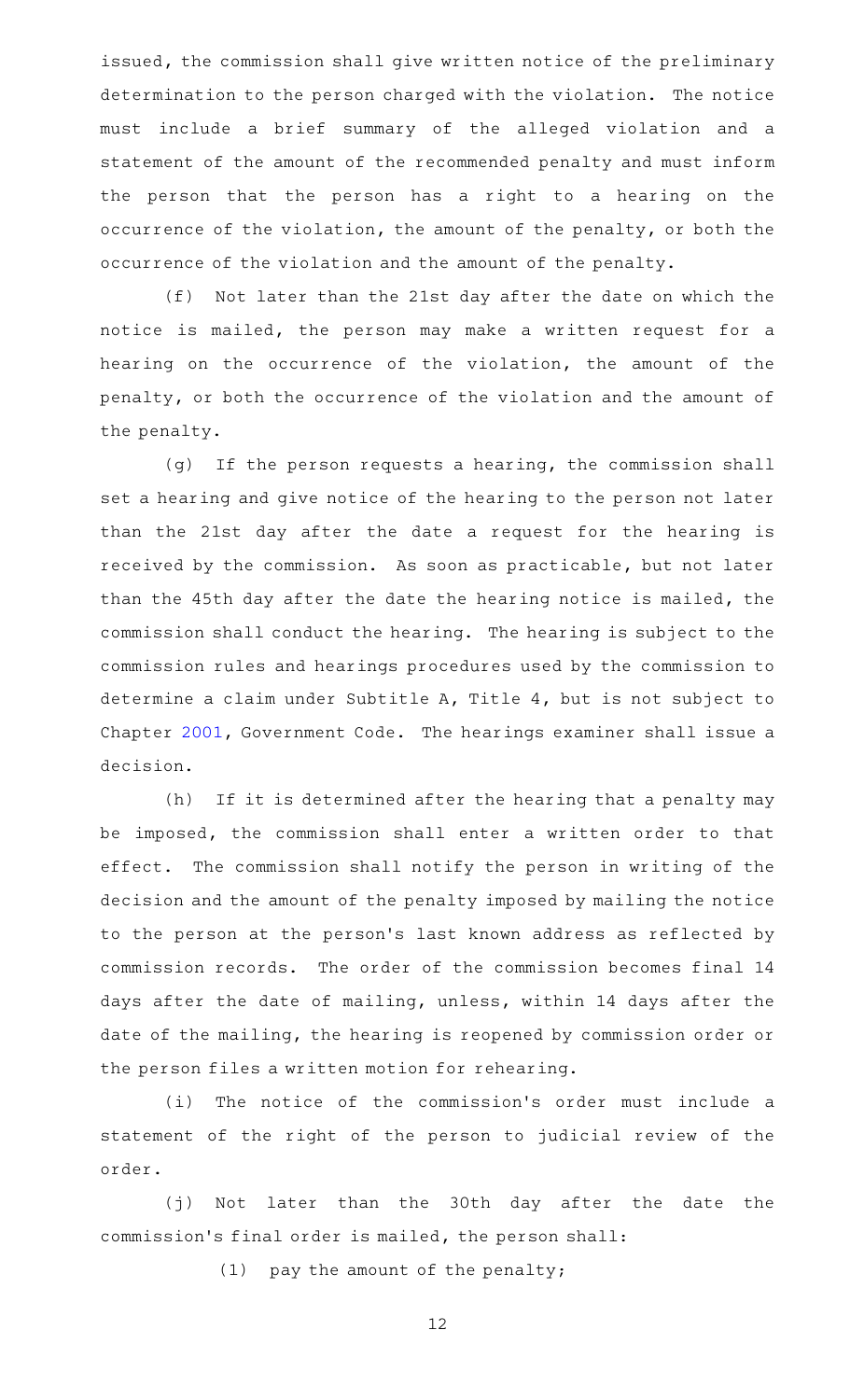issued, the commission shall give written notice of the preliminary determination to the person charged with the violation. The notice must include a brief summary of the alleged violation and a statement of the amount of the recommended penalty and must inform the person that the person has a right to a hearing on the occurrence of the violation, the amount of the penalty, or both the occurrence of the violation and the amount of the penalty.

(f) Not later than the 21st day after the date on which the notice is mailed, the person may make a written request for a hearing on the occurrence of the violation, the amount of the penalty, or both the occurrence of the violation and the amount of the penalty.

(g) If the person requests a hearing, the commission shall set a hearing and give notice of the hearing to the person not later than the 21st day after the date a request for the hearing is received by the commission. As soon as practicable, but not later than the 45th day after the date the hearing notice is mailed, the commission shall conduct the hearing. The hearing is subject to the commission rules and hearings procedures used by the commission to determine a claim under Subtitle A, Title 4, but is not subject to Chapter 2001, Government Code. The hearings examiner shall issue a decision.

(h) If it is determined after the hearing that a penalty may be imposed, the commission shall enter a written order to that effect. The commission shall notify the person in writing of the decision and the amount of the penalty imposed by mailing the notice to the person at the person's last known address as reflected by commission records. The order of the commission becomes final 14 days after the date of mailing, unless, within 14 days after the date of the mailing, the hearing is reopened by commission order or the person files a written motion for rehearing.

(i) The notice of the commission's order must include a statement of the right of the person to judicial review of the order.

(j) Not later than the 30th day after the date the commission's final order is mailed, the person shall:

(1) pay the amount of the penalty;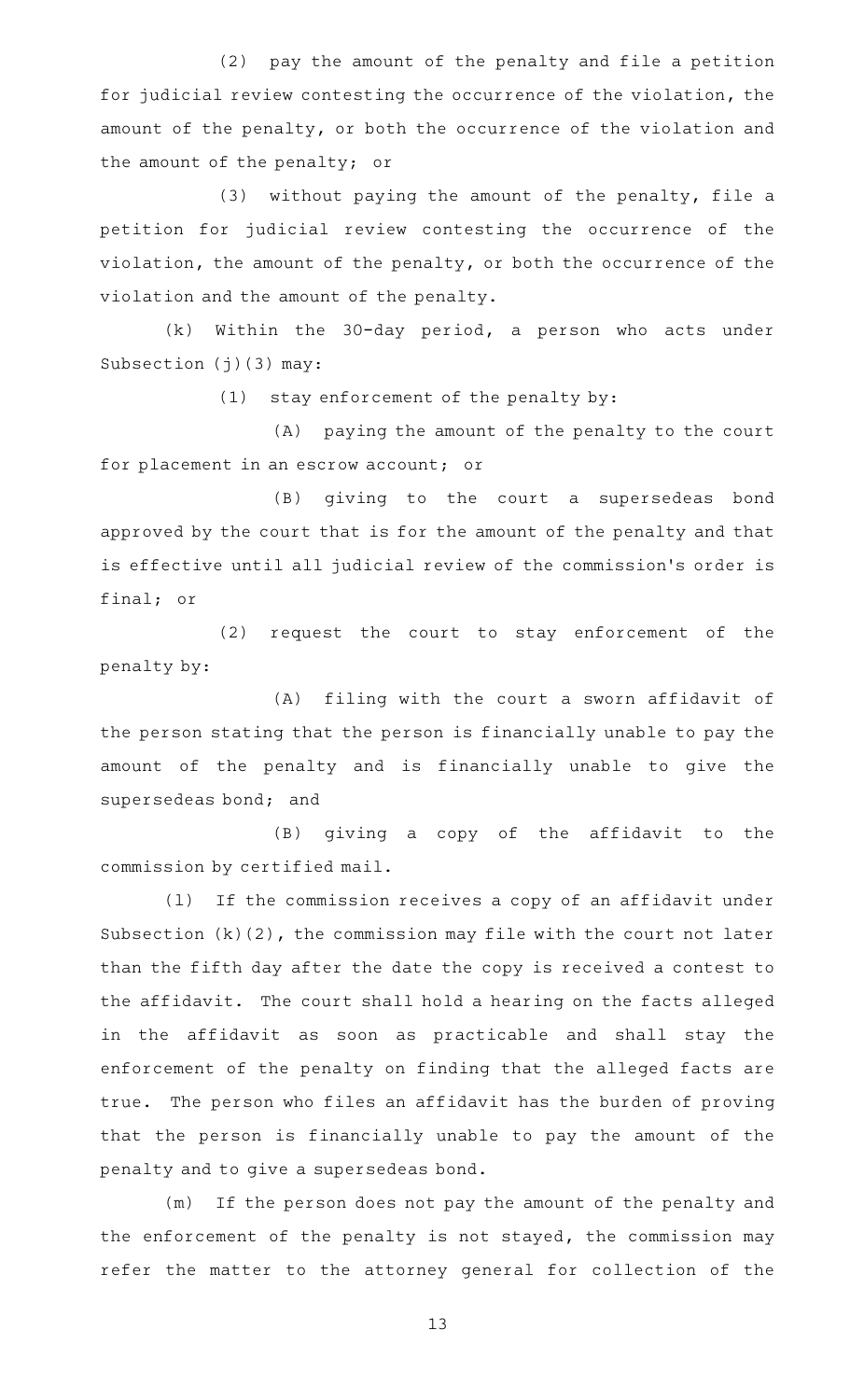(2) pay the amount of the penalty and file a petition for judicial review contesting the occurrence of the violation, the amount of the penalty, or both the occurrence of the violation and the amount of the penalty; or

(3) without paying the amount of the penalty, file a petition for judicial review contesting the occurrence of the violation, the amount of the penalty, or both the occurrence of the violation and the amount of the penalty.

(k) Within the 30-day period, a person who acts under Subsection (j)(3) may:

(1) stay enforcement of the penalty by:

(A) paying the amount of the penalty to the court for placement in an escrow account; or

(B) giving to the court a supersedeas bond approved by the court that is for the amount of the penalty and that is effective until all judicial review of the commission's order is final; or

(2) request the court to stay enforcement of the penalty by:

(A) filing with the court a sworn affidavit of the person stating that the person is financially unable to pay the amount of the penalty and is financially unable to give the supersedeas bond; and

(B) giving a copy of the affidavit to the commission by certified mail.

(l) If the commission receives a copy of an affidavit under Subsection (k)(2), the commission may file with the court not later than the fifth day after the date the copy is received a contest to the affidavit. The court shall hold a hearing on the facts alleged in the affidavit as soon as practicable and shall stay the enforcement of the penalty on finding that the alleged facts are true. The person who files an affidavit has the burden of proving that the person is financially unable to pay the amount of the penalty and to give a supersedeas bond.

(m) If the person does not pay the amount of the penalty and the enforcement of the penalty is not stayed, the commission may refer the matter to the attorney general for collection of the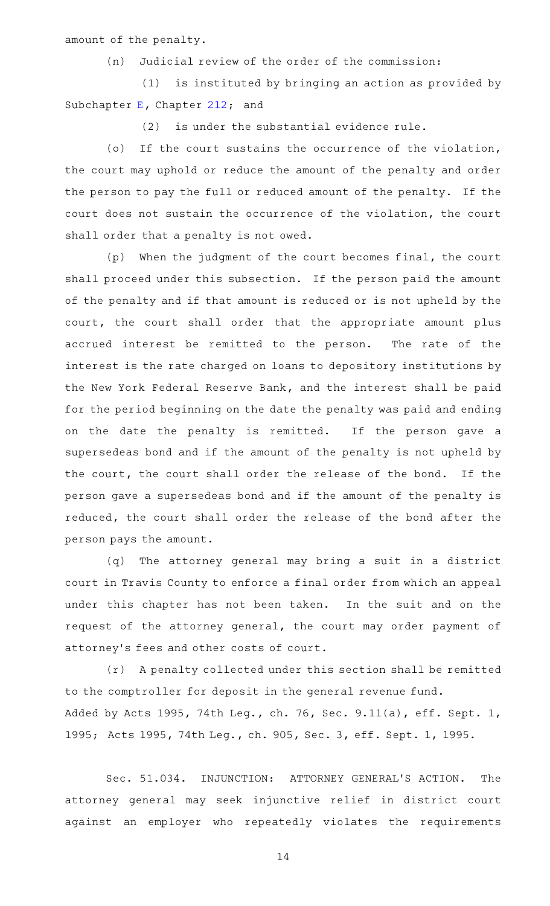amount of the penalty.

(n) Judicial review of the order of the commission:

(1) is instituted by bringing an action as provided by Subchapter E, Chapter 212; and

(2) is under the substantial evidence rule.

(o) If the court sustains the occurrence of the violation, the court may uphold or reduce the amount of the penalty and order the person to pay the full or reduced amount of the penalty. If the court does not sustain the occurrence of the violation, the court shall order that a penalty is not owed.

(p) When the judgment of the court becomes final, the court shall proceed under this subsection. If the person paid the amount of the penalty and if that amount is reduced or is not upheld by the court, the court shall order that the appropriate amount plus accrued interest be remitted to the person. The rate of the interest is the rate charged on loans to depository institutions by the New York Federal Reserve Bank, and the interest shall be paid for the period beginning on the date the penalty was paid and ending on the date the penalty is remitted. If the person gave a supersedeas bond and if the amount of the penalty is not upheld by the court, the court shall order the release of the bond. If the person gave a supersedeas bond and if the amount of the penalty is reduced, the court shall order the release of the bond after the person pays the amount.

(q) The attorney general may bring a suit in a district court in Travis County to enforce a final order from which an appeal under this chapter has not been taken. In the suit and on the request of the attorney general, the court may order payment of attorney's fees and other costs of court.

(r) A penalty collected under this section shall be remitted to the comptroller for deposit in the general revenue fund.

Added by Acts 1995, 74th Leg., ch. 76, Sec. 9.11(a), eff. Sept. 1, 1995; Acts 1995, 74th Leg., ch. 905, Sec. 3, eff. Sept. 1, 1995.

Sec. 51.034. INJUNCTION: ATTORNEY GENERAL'S ACTION. The attorney general may seek injunctive relief in district court against an employer who repeatedly violates the requirements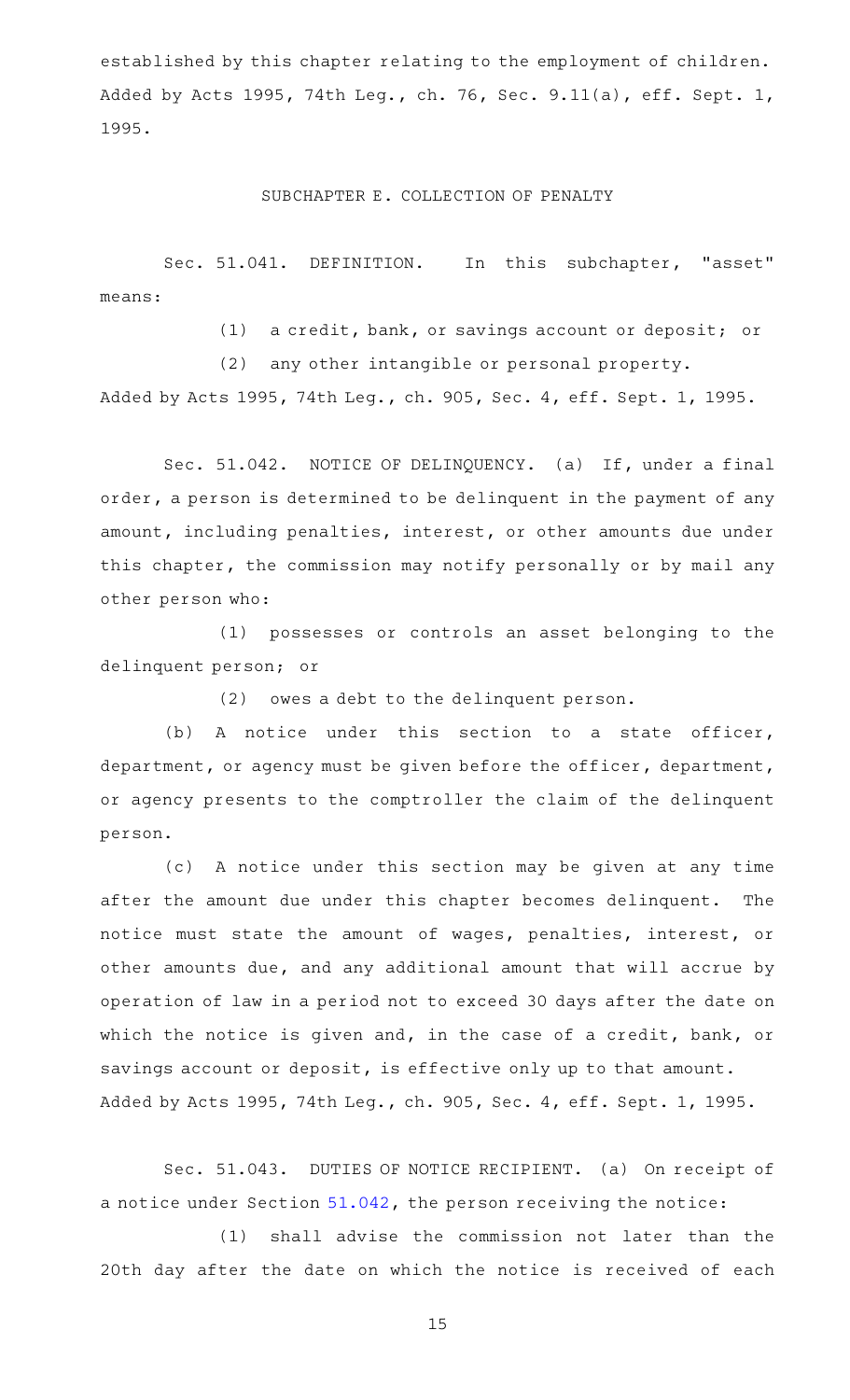established by this chapter relating to the employment of children.
Added by Acts 1995, 74th Leg., ch. 76, Sec. 9.11(a), eff. Sept. 1, 1995.

SUBCHAPTER E. COLLECTION OF PENALTY

Sec. 51.041. DEFINITION. In this subchapter, "asset" means:

(1) a credit, bank, or savings account or deposit; or

(2) any other intangible or personal property.

Added by Acts 1995, 74th Leg., ch. 905, Sec. 4, eff. Sept. 1, 1995.

Sec. 51.042. NOTICE OF DELINQUENCY. (a) If, under a final order, a person is determined to be delinquent in the payment of any amount, including penalties, interest, or other amounts due under this chapter, the commission may notify personally or by mail any other person who:

(1) possesses or controls an asset belonging to the delinquent person; or

(2) owes a debt to the delinquent person.

(b) A notice under this section to a state officer, department, or agency must be given before the officer, department, or agency presents to the comptroller the claim of the delinquent person.

(c) A notice under this section may be given at any time after the amount due under this chapter becomes delinquent. The notice must state the amount of wages, penalties, interest, or other amounts due, and any additional amount that will accrue by operation of law in a period not to exceed 30 days after the date on which the notice is given and, in the case of a credit, bank, or savings account or deposit, is effective only up to that amount.

Added by Acts 1995, 74th Leg., ch. 905, Sec. 4, eff. Sept. 1, 1995.

Sec. 51.043. DUTIES OF NOTICE RECIPIENT. (a) On receipt of a notice under Section 51.042, the person receiving the notice:

(1) shall advise the commission not later than the 20th day after the date on which the notice is received of each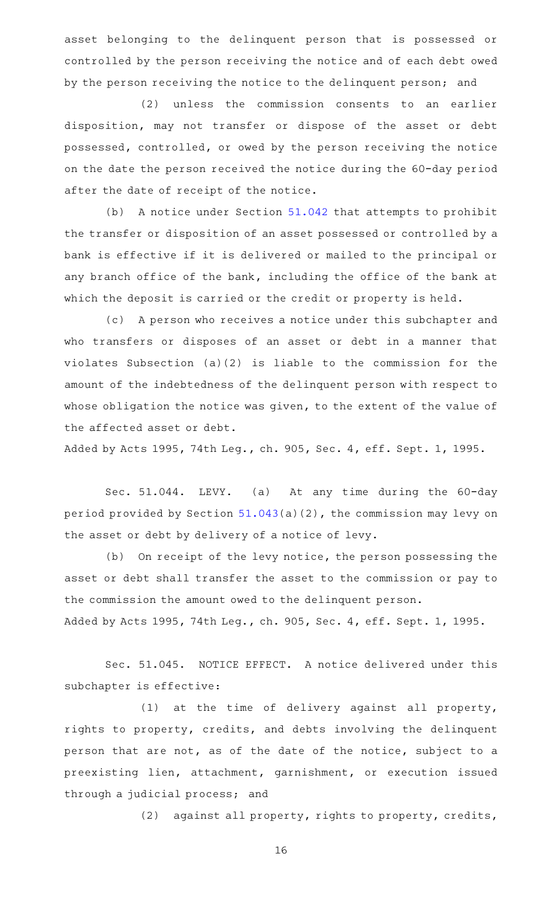asset belonging to the delinquent person that is possessed or controlled by the person receiving the notice and of each debt owed by the person receiving the notice to the delinquent person; and

(2) unless the commission consents to an earlier disposition, may not transfer or dispose of the asset or debt possessed, controlled, or owed by the person receiving the notice on the date the person received the notice during the 60-day period after the date of receipt of the notice.

(b) A notice under Section 51.042 that attempts to prohibit the transfer or disposition of an asset possessed or controlled by a bank is effective if it is delivered or mailed to the principal or any branch office of the bank, including the office of the bank at which the deposit is carried or the credit or property is held.

(c) A person who receives a notice under this subchapter and who transfers or disposes of an asset or debt in a manner that violates Subsection (a)(2) is liable to the commission for the amount of the indebtedness of the delinquent person with respect to whose obligation the notice was given, to the extent of the value of the affected asset or debt.

Added by Acts 1995, 74th Leg., ch. 905, Sec. 4, eff. Sept. 1, 1995.

Sec. 51.044. LEVY. (a) At any time during the 60-day period provided by Section 51.043(a)(2), the commission may levy on the asset or debt by delivery of a notice of levy.

(b) On receipt of the levy notice, the person possessing the asset or debt shall transfer the asset to the commission or pay to the commission the amount owed to the delinquent person.

Added by Acts 1995, 74th Leg., ch. 905, Sec. 4, eff. Sept. 1, 1995.

Sec. 51.045. NOTICE EFFECT. A notice delivered under this subchapter is effective:

(1) at the time of delivery against all property, rights to property, credits, and debts involving the delinquent person that are not, as of the date of the notice, subject to a preexisting lien, attachment, garnishment, or execution issued through a judicial process; and

(2) against all property, rights to property, credits,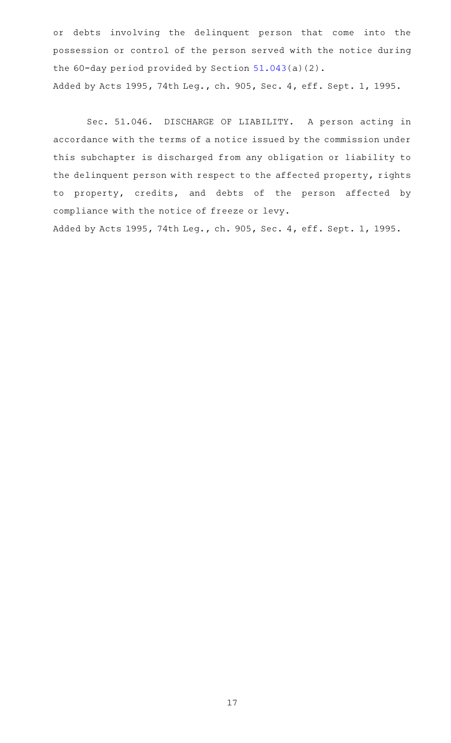or debts involving the delinquent person that come into the possession or control of the person served with the notice during the 60-day period provided by Section 51.043(a)(2).

Added by Acts 1995, 74th Leg., ch. 905, Sec. 4, eff. Sept. 1, 1995.

Sec. 51.046. DISCHARGE OF LIABILITY. A person acting in accordance with the terms of a notice issued by the commission under this subchapter is discharged from any obligation or liability to the delinquent person with respect to the affected property, rights to property, credits, and debts of the person affected by compliance with the notice of freeze or levy.

Added by Acts 1995, 74th Leg., ch. 905, Sec. 4, eff. Sept. 1, 1995.